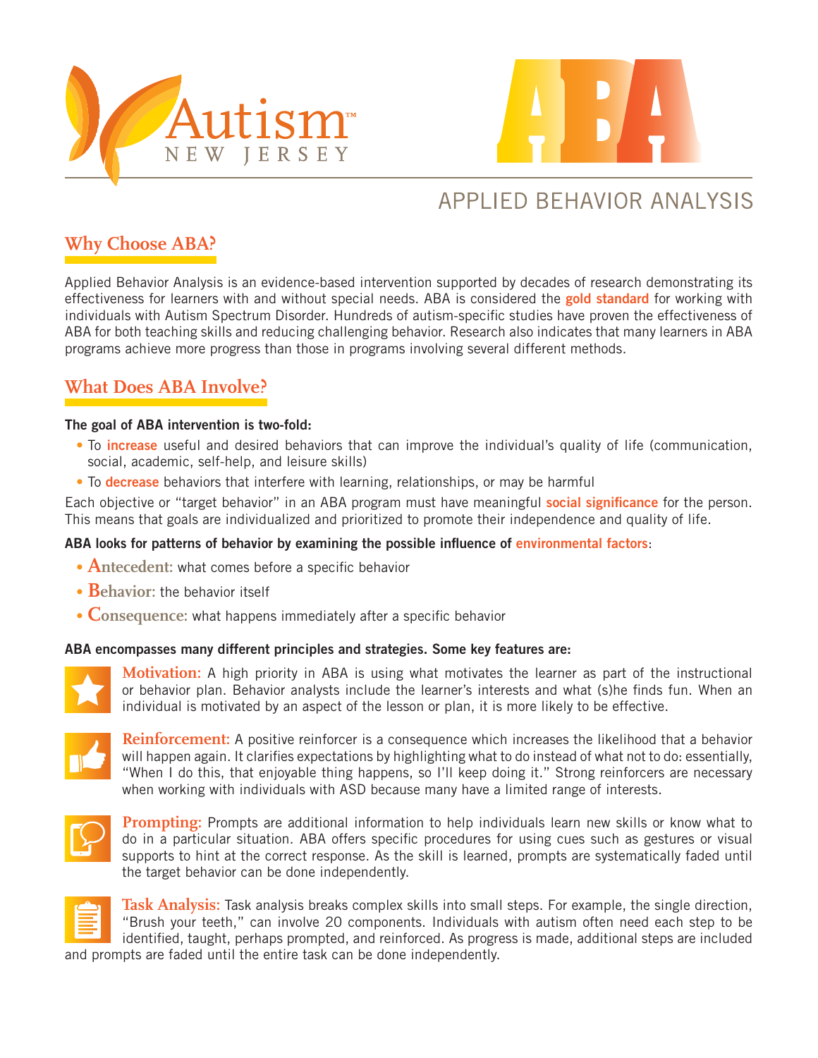Autism™ NEW JERSEY

# ABA

## APPLIED BEHAVIOR ANALYSIS

## Why Choose ABA?

Applied Behavior Analysis is an evidence-based intervention supported by decades of research demonstrating its effectiveness for learners with and without special needs. ABA is considered the **gold standard** for working with individuals with Autism Spectrum Disorder. Hundreds of autism-specific studies have proven the effectiveness of ABA for both teaching skills and reducing challenging behavior. Research also indicates that many learners in ABA programs achieve more progress than those in programs involving several different methods.

## What Does ABA Involve?

**The goal of ABA intervention is two-fold:**

- To **increase** useful and desired behaviors that can improve the individual's quality of life (communication, social, academic, self-help, and leisure skills)
- To **decrease** behaviors that interfere with learning, relationships, or may be harmful

Each objective or "target behavior" in an ABA program must have meaningful **social significance** for the person. This means that goals are individualized and prioritized to promote their independence and quality of life.

**ABA looks for patterns of behavior by examining the possible influence of environmental factors:**

- **Antecedent:** what comes before a specific behavior
- **Behavior:** the behavior itself
- **Consequence:** what happens immediately after a specific behavior

**ABA encompasses many different principles and strategies. Some key features are:**

**Motivation:** A high priority in ABA is using what motivates the learner as part of the instructional or behavior plan. Behavior analysts include the learner's interests and what (s)he finds fun. When an individual is motivated by an aspect of the lesson or plan, it is more likely to be effective.

**Reinforcement:** A positive reinforcer is a consequence which increases the likelihood that a behavior will happen again. It clarifies expectations by highlighting what to do instead of what not to do: essentially, "When I do this, that enjoyable thing happens, so I'll keep doing it." Strong reinforcers are necessary when working with individuals with ASD because many have a limited range of interests.

**Prompting:** Prompts are additional information to help individuals learn new skills or know what to do in a particular situation. ABA offers specific procedures for using cues such as gestures or visual supports to hint at the correct response. As the skill is learned, prompts are systematically faded until the target behavior can be done independently.

**Task Analysis:** Task analysis breaks complex skills into small steps. For example, the single direction, "Brush your teeth," can involve 20 components. Individuals with autism often need each step to be identified, taught, perhaps prompted, and reinforced. As progress is made, additional steps are included and prompts are faded until the entire task can be done independently.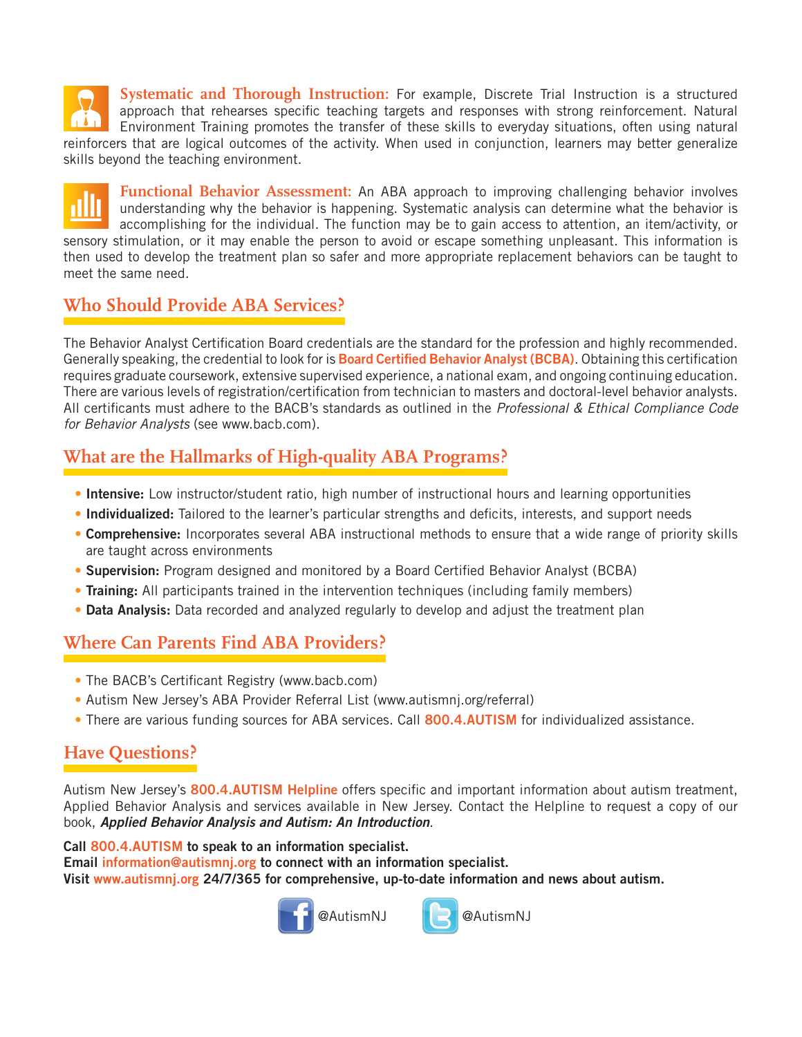**Systematic and Thorough Instruction:** For example, Discrete Trial Instruction is a structured approach that rehearses specific teaching targets and responses with strong reinforcement. Natural Environment Training promotes the transfer of these skills to everyday situations, often using natural reinforcers that are logical outcomes of the activity. When used in conjunction, learners may better generalize skills beyond the teaching environment.

**Functional Behavior Assessment:** An ABA approach to improving challenging behavior involves understanding why the behavior is happening. Systematic analysis can determine what the behavior is accomplishing for the individual. The function may be to gain access to attention, an item/activity, or sensory stimulation, or it may enable the person to avoid or escape something unpleasant. This information is then used to develop the treatment plan so safer and more appropriate replacement behaviors can be taught to meet the same need.

## Who Should Provide ABA Services?

The Behavior Analyst Certification Board credentials are the standard for the profession and highly recommended. Generally speaking, the credential to look for is **Board Certified Behavior Analyst (BCBA)**. Obtaining this certification requires graduate coursework, extensive supervised experience, a national exam, and ongoing continuing education. There are various levels of registration/certification from technician to masters and doctoral-level behavior analysts. All certificants must adhere to the BACB's standards as outlined in the *Professional & Ethical Compliance Code for Behavior Analysts* (see www.bacb.com).

## What are the Hallmarks of High-quality ABA Programs?

- **Intensive:** Low instructor/student ratio, high number of instructional hours and learning opportunities
- **Individualized:** Tailored to the learner's particular strengths and deficits, interests, and support needs
- **Comprehensive:** Incorporates several ABA instructional methods to ensure that a wide range of priority skills are taught across environments
- **Supervision:** Program designed and monitored by a Board Certified Behavior Analyst (BCBA)
- **Training:** All participants trained in the intervention techniques (including family members)
- **Data Analysis:** Data recorded and analyzed regularly to develop and adjust the treatment plan

## Where Can Parents Find ABA Providers?

- The BACB's Certificant Registry (www.bacb.com)
- Autism New Jersey's ABA Provider Referral List (www.autismnj.org/referral)
- There are various funding sources for ABA services. Call **800.4.AUTISM** for individualized assistance.

## Have Questions?

Autism New Jersey's **800.4.AUTISM Helpline** offers specific and important information about autism treatment, Applied Behavior Analysis and services available in New Jersey. Contact the Helpline to request a copy of our book, ***Applied Behavior Analysis and Autism: An Introduction***.

**Call 800.4.AUTISM to speak to an information specialist.**
**Email information@autismnj.org to connect with an information specialist.**
**Visit www.autismnj.org 24/7/365 for comprehensive, up-to-date information and news about autism.**

@AutismNJ @AutismNJ